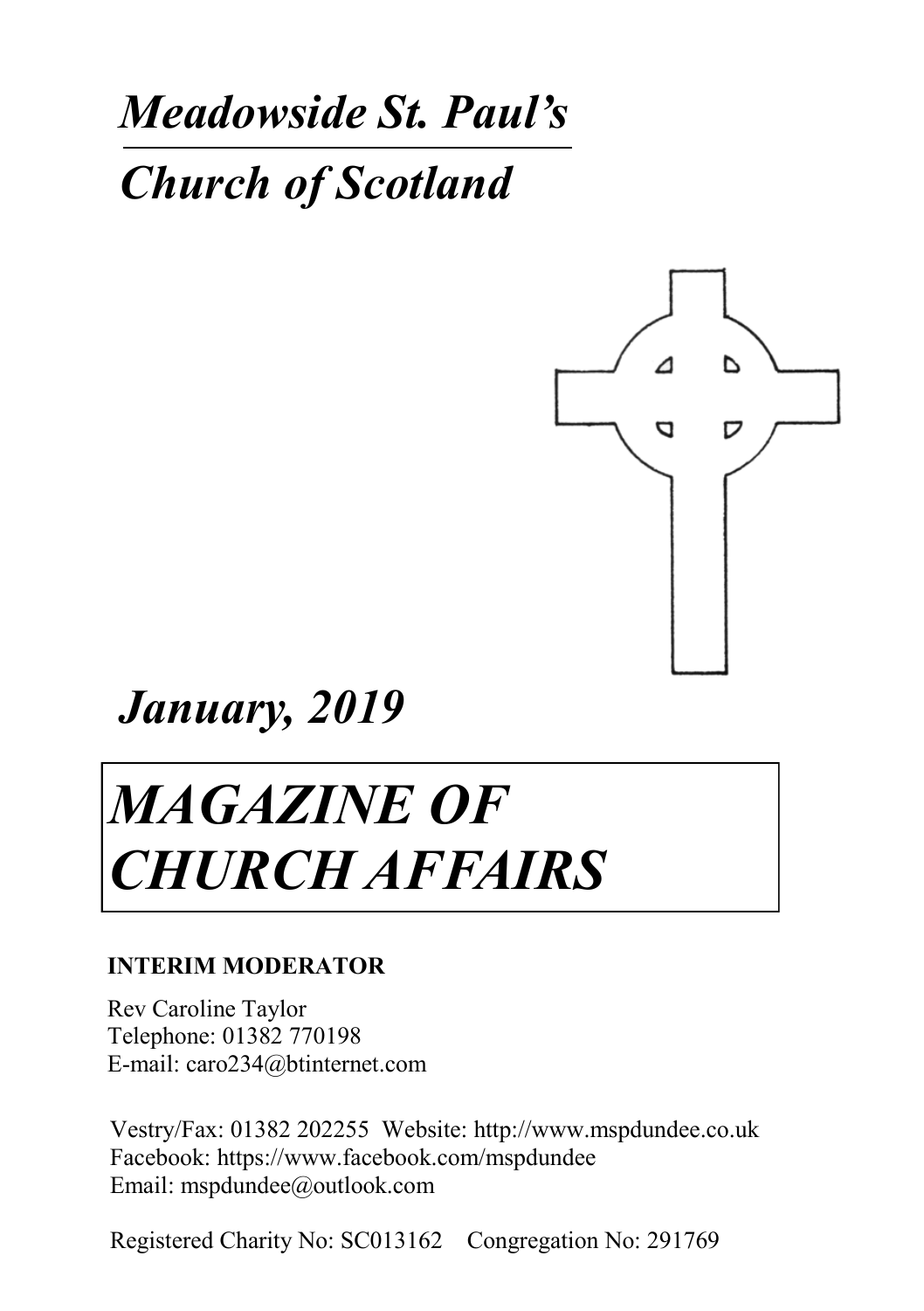# *Meadowside St. Paul's*

# *Church of Scotland*

## *January, 2019*

# *MAGAZINE OF CHURCH AFFAIRS*

**INTERIM MODERATOR**

Rev Caroline Taylor
Telephone: 01382 770198
E-mail: caro234@btinternet.com

Vestry/Fax: 01382 202255 Website: http://www.mspdundee.co.uk
Facebook: https://www.facebook.com/mspdundee
Email: mspdundee@outlook.com

Registered Charity No: SC013162 Congregation No: 291769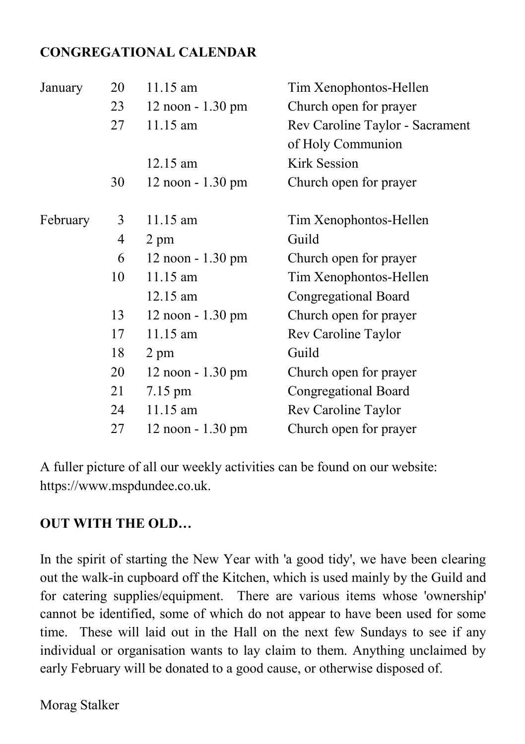**CONGREGATIONAL CALENDAR**

| | | | |
|---|---|---|---|
| January | 20 | 11.15 am | Tim Xenophontos-Hellen |
| | 23 | 12 noon - 1.30 pm | Church open for prayer |
| | 27 | 11.15 am | Rev Caroline Taylor - Sacrament of Holy Communion |
| | | 12.15 am | Kirk Session |
| | 30 | 12 noon - 1.30 pm | Church open for prayer |
| February | 3 | 11.15 am | Tim Xenophontos-Hellen |
| | 4 | 2 pm | Guild |
| | 6 | 12 noon - 1.30 pm | Church open for prayer |
| | 10 | 11.15 am | Tim Xenophontos-Hellen |
| | | 12.15 am | Congregational Board |
| | 13 | 12 noon - 1.30 pm | Church open for prayer |
| | 17 | 11.15 am | Rev Caroline Taylor |
| | 18 | 2 pm | Guild |
| | 20 | 12 noon - 1.30 pm | Church open for prayer |
| | 21 | 7.15 pm | Congregational Board |
| | 24 | 11.15 am | Rev Caroline Taylor |
| | 27 | 12 noon - 1.30 pm | Church open for prayer |

A fuller picture of all our weekly activities can be found on our website: https://www.mspdundee.co.uk.

**OUT WITH THE OLD…**

In the spirit of starting the New Year with 'a good tidy', we have been clearing out the walk-in cupboard off the Kitchen, which is used mainly by the Guild and for catering supplies/equipment. There are various items whose 'ownership' cannot be identified, some of which do not appear to have been used for some time. These will laid out in the Hall on the next few Sundays to see if any individual or organisation wants to lay claim to them. Anything unclaimed by early February will be donated to a good cause, or otherwise disposed of.

Morag Stalker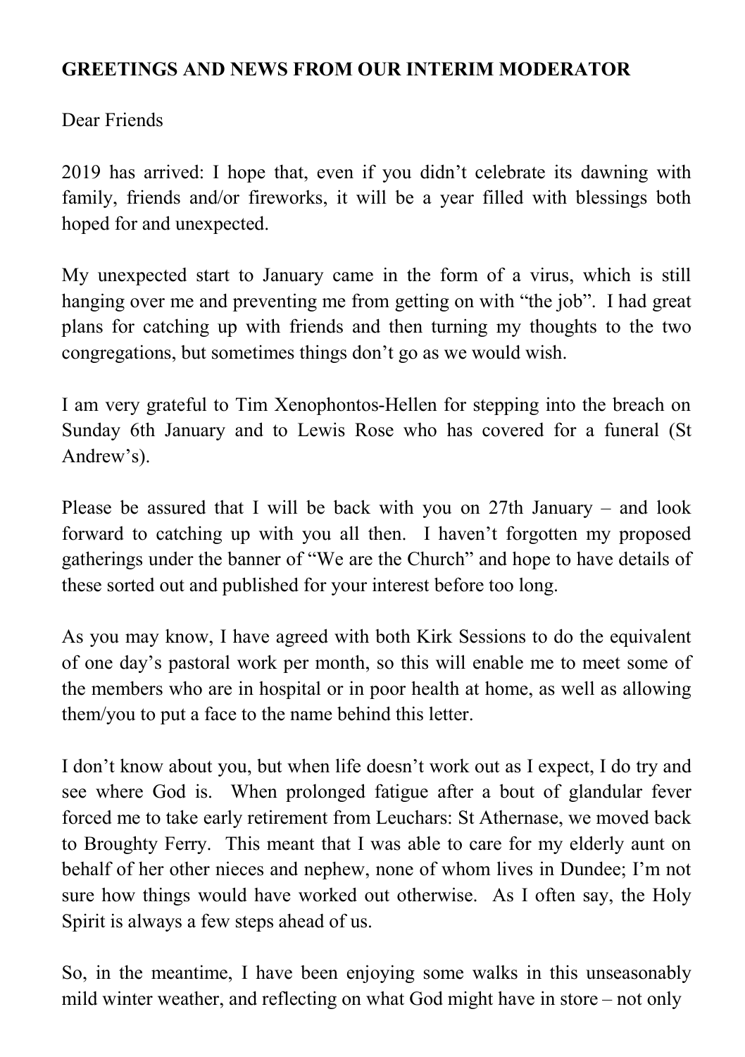**GREETINGS AND NEWS FROM OUR INTERIM MODERATOR**

Dear Friends

2019 has arrived: I hope that, even if you didn't celebrate its dawning with family, friends and/or fireworks, it will be a year filled with blessings both hoped for and unexpected.

My unexpected start to January came in the form of a virus, which is still hanging over me and preventing me from getting on with "the job". I had great plans for catching up with friends and then turning my thoughts to the two congregations, but sometimes things don't go as we would wish.

I am very grateful to Tim Xenophontos-Hellen for stepping into the breach on Sunday 6th January and to Lewis Rose who has covered for a funeral (St Andrew's).

Please be assured that I will be back with you on 27th January – and look forward to catching up with you all then. I haven't forgotten my proposed gatherings under the banner of "We are the Church" and hope to have details of these sorted out and published for your interest before too long.

As you may know, I have agreed with both Kirk Sessions to do the equivalent of one day's pastoral work per month, so this will enable me to meet some of the members who are in hospital or in poor health at home, as well as allowing them/you to put a face to the name behind this letter.

I don't know about you, but when life doesn't work out as I expect, I do try and see where God is. When prolonged fatigue after a bout of glandular fever forced me to take early retirement from Leuchars: St Athernase, we moved back to Broughty Ferry. This meant that I was able to care for my elderly aunt on behalf of her other nieces and nephew, none of whom lives in Dundee; I'm not sure how things would have worked out otherwise. As I often say, the Holy Spirit is always a few steps ahead of us.

So, in the meantime, I have been enjoying some walks in this unseasonably mild winter weather, and reflecting on what God might have in store – not only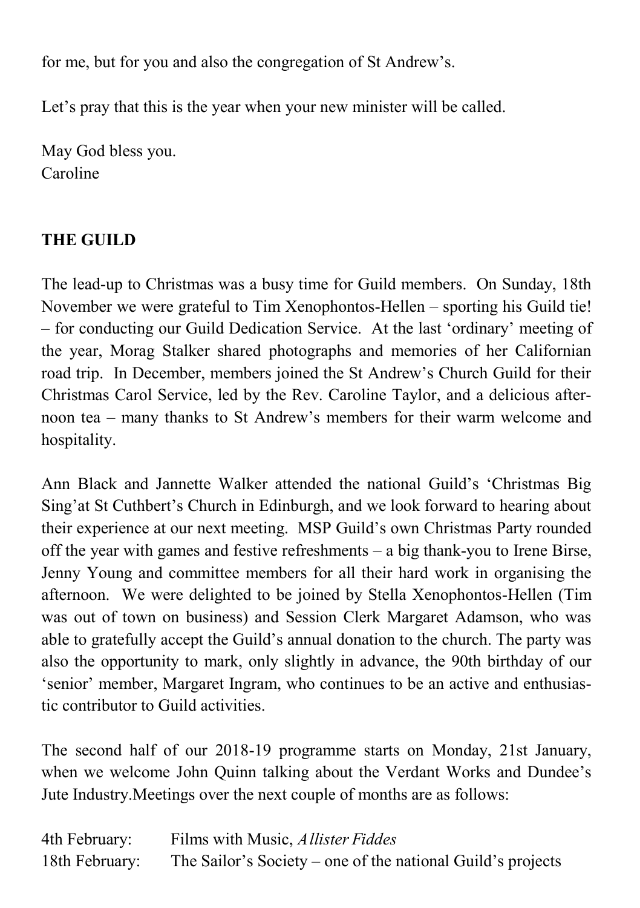for me, but for you and also the congregation of St Andrew's.

Let's pray that this is the year when your new minister will be called.

May God bless you.
Caroline

## THE GUILD

The lead-up to Christmas was a busy time for Guild members. On Sunday, 18th November we were grateful to Tim Xenophontos-Hellen – sporting his Guild tie! – for conducting our Guild Dedication Service. At the last 'ordinary' meeting of the year, Morag Stalker shared photographs and memories of her Californian road trip. In December, members joined the St Andrew's Church Guild for their Christmas Carol Service, led by the Rev. Caroline Taylor, and a delicious after-noon tea – many thanks to St Andrew's members for their warm welcome and hospitality.

Ann Black and Jannette Walker attended the national Guild's 'Christmas Big Sing'at St Cuthbert's Church in Edinburgh, and we look forward to hearing about their experience at our next meeting. MSP Guild's own Christmas Party rounded off the year with games and festive refreshments – a big thank-you to Irene Birse, Jenny Young and committee members for all their hard work in organising the afternoon. We were delighted to be joined by Stella Xenophontos-Hellen (Tim was out of town on business) and Session Clerk Margaret Adamson, who was able to gratefully accept the Guild's annual donation to the church. The party was also the opportunity to mark, only slightly in advance, the 90th birthday of our 'senior' member, Margaret Ingram, who continues to be an active and enthusias-tic contributor to Guild activities.

The second half of our 2018-19 programme starts on Monday, 21st January, when we welcome John Quinn talking about the Verdant Works and Dundee's Jute Industry.Meetings over the next couple of months are as follows:

4th February: Films with Music, *Allister Fiddes*
18th February: The Sailor's Society – one of the national Guild's projects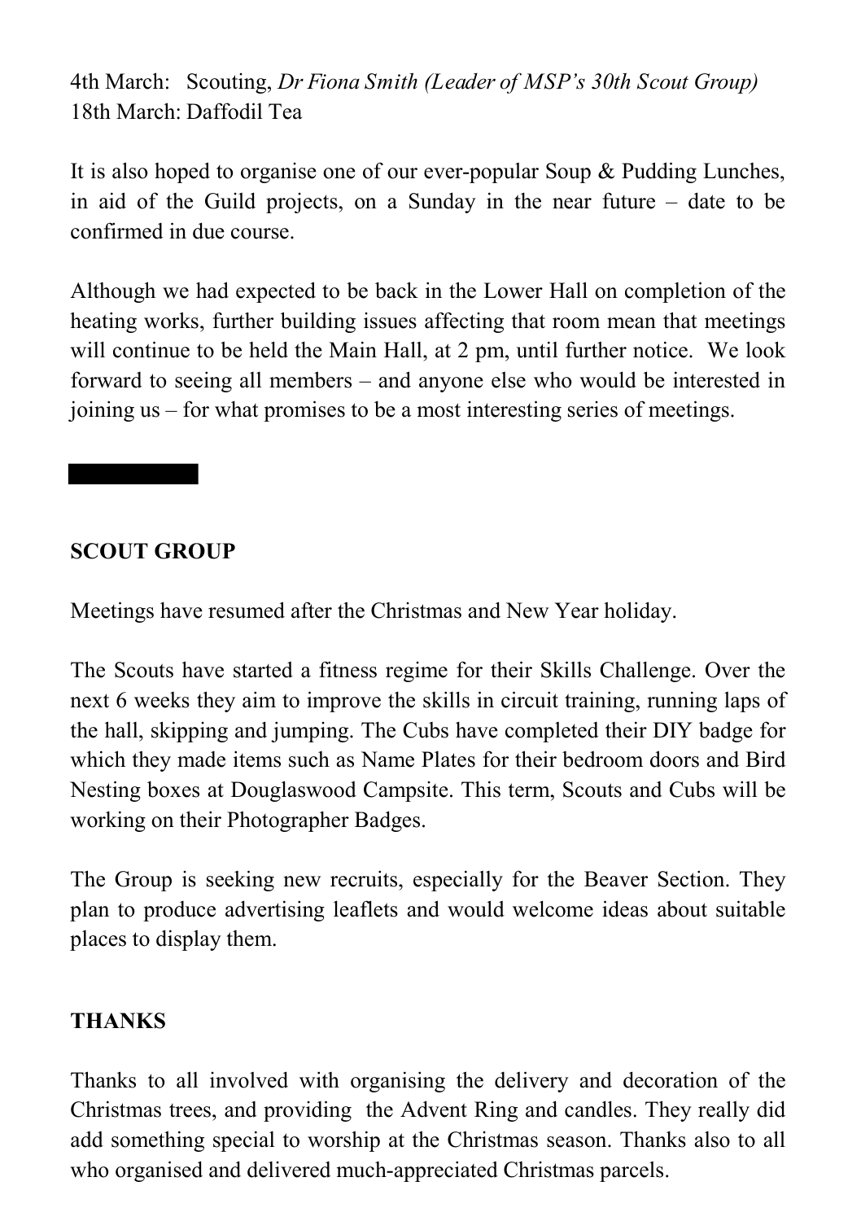4th March: Scouting, *Dr Fiona Smith (Leader of MSP's 30th Scout Group)*
18th March: Daffodil Tea

It is also hoped to organise one of our ever-popular Soup & Pudding Lunches, in aid of the Guild projects, on a Sunday in the near future – date to be confirmed in due course.

Although we had expected to be back in the Lower Hall on completion of the heating works, further building issues affecting that room mean that meetings will continue to be held the Main Hall, at 2 pm, until further notice. We look forward to seeing all members – and anyone else who would be interested in joining us – for what promises to be a most interesting series of meetings.

## SCOUT GROUP

Meetings have resumed after the Christmas and New Year holiday.

The Scouts have started a fitness regime for their Skills Challenge. Over the next 6 weeks they aim to improve the skills in circuit training, running laps of the hall, skipping and jumping. The Cubs have completed their DIY badge for which they made items such as Name Plates for their bedroom doors and Bird Nesting boxes at Douglaswood Campsite. This term, Scouts and Cubs will be working on their Photographer Badges.

The Group is seeking new recruits, especially for the Beaver Section. They plan to produce advertising leaflets and would welcome ideas about suitable places to display them.

## THANKS

Thanks to all involved with organising the delivery and decoration of the Christmas trees, and providing the Advent Ring and candles. They really did add something special to worship at the Christmas season. Thanks also to all who organised and delivered much-appreciated Christmas parcels.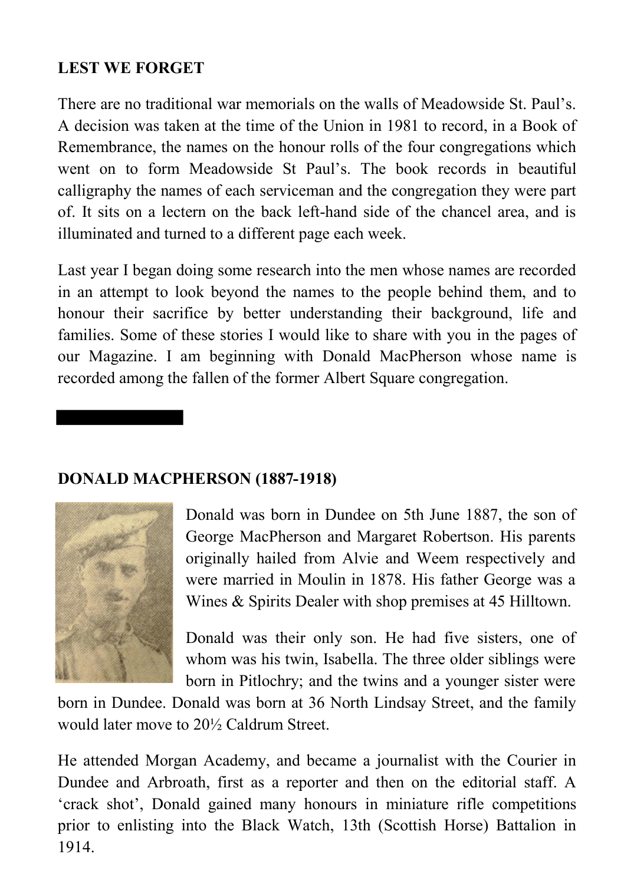**LEST WE FORGET**

There are no traditional war memorials on the walls of Meadowside St. Paul's. A decision was taken at the time of the Union in 1981 to record, in a Book of Remembrance, the names on the honour rolls of the four congregations which went on to form Meadowside St Paul's. The book records in beautiful calligraphy the names of each serviceman and the congregation they were part of. It sits on a lectern on the back left-hand side of the chancel area, and is illuminated and turned to a different page each week.

Last year I began doing some research into the men whose names are recorded in an attempt to look beyond the names to the people behind them, and to honour their sacrifice by better understanding their background, life and families. Some of these stories I would like to share with you in the pages of our Magazine. I am beginning with Donald MacPherson whose name is recorded among the fallen of the former Albert Square congregation.

**DONALD MACPHERSON (1887-1918)**

Donald was born in Dundee on 5th June 1887, the son of George MacPherson and Margaret Robertson. His parents originally hailed from Alvie and Weem respectively and were married in Moulin in 1878. His father George was a Wines & Spirits Dealer with shop premises at 45 Hilltown.

Donald was their only son. He had five sisters, one of whom was his twin, Isabella. The three older siblings were born in Pitlochry; and the twins and a younger sister were born in Dundee. Donald was born at 36 North Lindsay Street, and the family would later move to 20½ Caldrum Street.

He attended Morgan Academy, and became a journalist with the Courier in Dundee and Arbroath, first as a reporter and then on the editorial staff. A 'crack shot', Donald gained many honours in miniature rifle competitions prior to enlisting into the Black Watch, 13th (Scottish Horse) Battalion in 1914.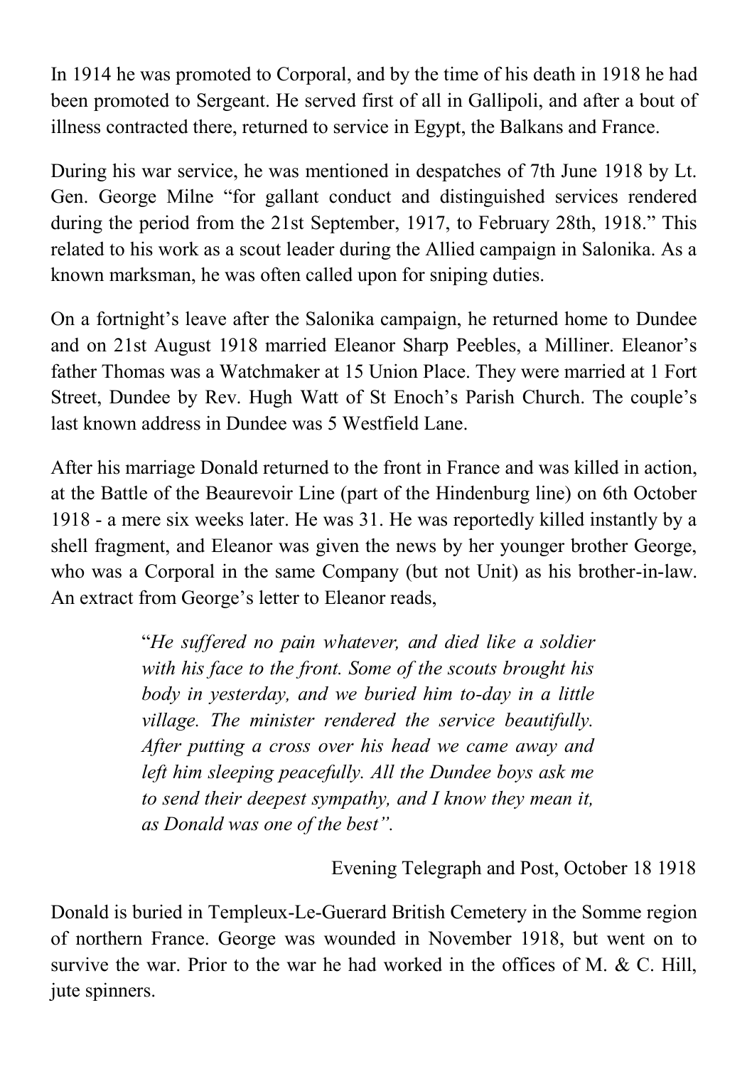In 1914 he was promoted to Corporal, and by the time of his death in 1918 he had been promoted to Sergeant. He served first of all in Gallipoli, and after a bout of illness contracted there, returned to service in Egypt, the Balkans and France.

During his war service, he was mentioned in despatches of 7th June 1918 by Lt. Gen. George Milne "for gallant conduct and distinguished services rendered during the period from the 21st September, 1917, to February 28th, 1918." This related to his work as a scout leader during the Allied campaign in Salonika. As a known marksman, he was often called upon for sniping duties.

On a fortnight's leave after the Salonika campaign, he returned home to Dundee and on 21st August 1918 married Eleanor Sharp Peebles, a Milliner. Eleanor's father Thomas was a Watchmaker at 15 Union Place. They were married at 1 Fort Street, Dundee by Rev. Hugh Watt of St Enoch's Parish Church. The couple's last known address in Dundee was 5 Westfield Lane.

After his marriage Donald returned to the front in France and was killed in action, at the Battle of the Beaurevoir Line (part of the Hindenburg line) on 6th October 1918 - a mere six weeks later. He was 31. He was reportedly killed instantly by a shell fragment, and Eleanor was given the news by her younger brother George, who was a Corporal in the same Company (but not Unit) as his brother-in-law. An extract from George's letter to Eleanor reads,

> "*He suffered no pain whatever, and died like a soldier with his face to the front. Some of the scouts brought his body in yesterday, and we buried him to-day in a little village. The minister rendered the service beautifully. After putting a cross over his head we came away and left him sleeping peacefully. All the Dundee boys ask me to send their deepest sympathy, and I know they mean it, as Donald was one of the best".*
>
> Evening Telegraph and Post, October 18 1918

Donald is buried in Templeux-Le-Guerard British Cemetery in the Somme region of northern France. George was wounded in November 1918, but went on to survive the war. Prior to the war he had worked in the offices of M. & C. Hill, jute spinners.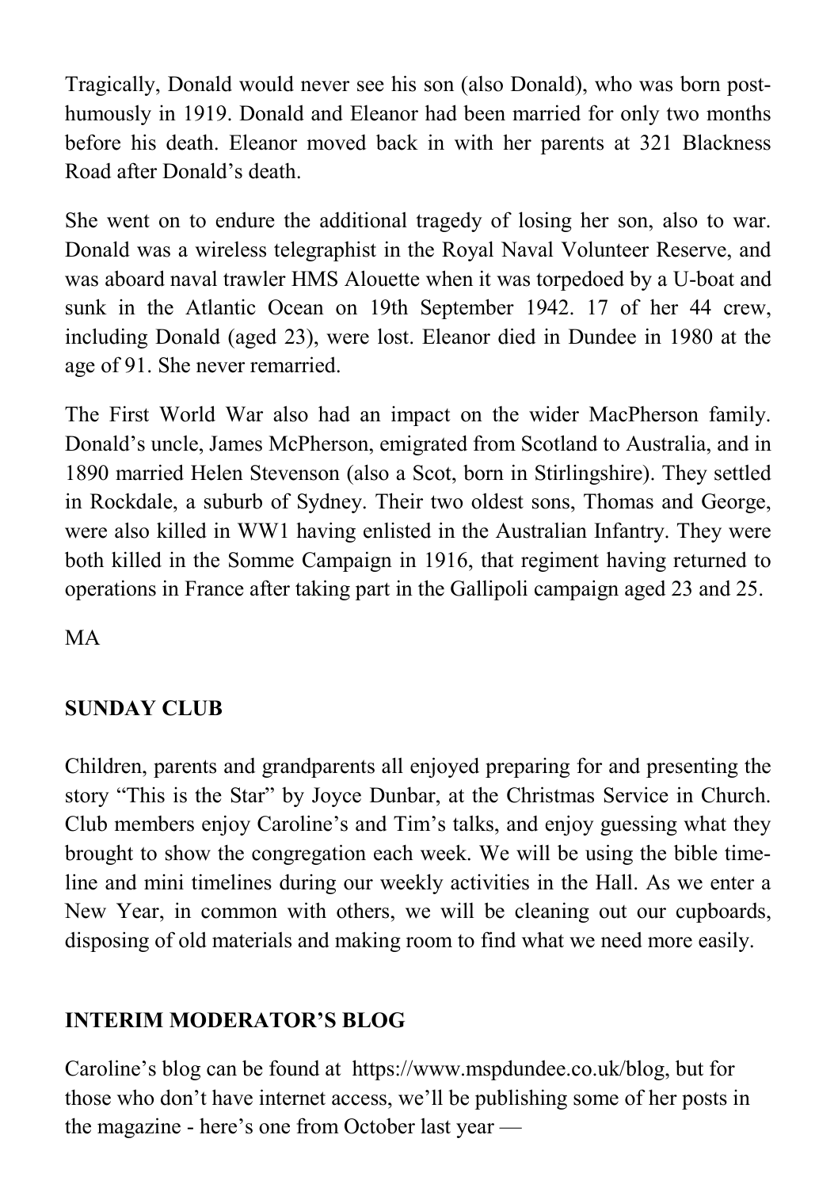Tragically, Donald would never see his son (also Donald), who was born posthumously in 1919. Donald and Eleanor had been married for only two months before his death. Eleanor moved back in with her parents at 321 Blackness Road after Donald's death.

She went on to endure the additional tragedy of losing her son, also to war. Donald was a wireless telegraphist in the Royal Naval Volunteer Reserve, and was aboard naval trawler HMS Alouette when it was torpedoed by a U-boat and sunk in the Atlantic Ocean on 19th September 1942. 17 of her 44 crew, including Donald (aged 23), were lost. Eleanor died in Dundee in 1980 at the age of 91. She never remarried.

The First World War also had an impact on the wider MacPherson family. Donald's uncle, James McPherson, emigrated from Scotland to Australia, and in 1890 married Helen Stevenson (also a Scot, born in Stirlingshire). They settled in Rockdale, a suburb of Sydney. Their two oldest sons, Thomas and George, were also killed in WW1 having enlisted in the Australian Infantry. They were both killed in the Somme Campaign in 1916, that regiment having returned to operations in France after taking part in the Gallipoli campaign aged 23 and 25.

MA

**SUNDAY CLUB**

Children, parents and grandparents all enjoyed preparing for and presenting the story "This is the Star" by Joyce Dunbar, at the Christmas Service in Church. Club members enjoy Caroline's and Tim's talks, and enjoy guessing what they brought to show the congregation each week. We will be using the bible timeline and mini timelines during our weekly activities in the Hall. As we enter a New Year, in common with others, we will be cleaning out our cupboards, disposing of old materials and making room to find what we need more easily.

**INTERIM MODERATOR'S BLOG**

Caroline's blog can be found at https://www.mspdundee.co.uk/blog, but for those who don't have internet access, we'll be publishing some of her posts in the magazine - here's one from October last year —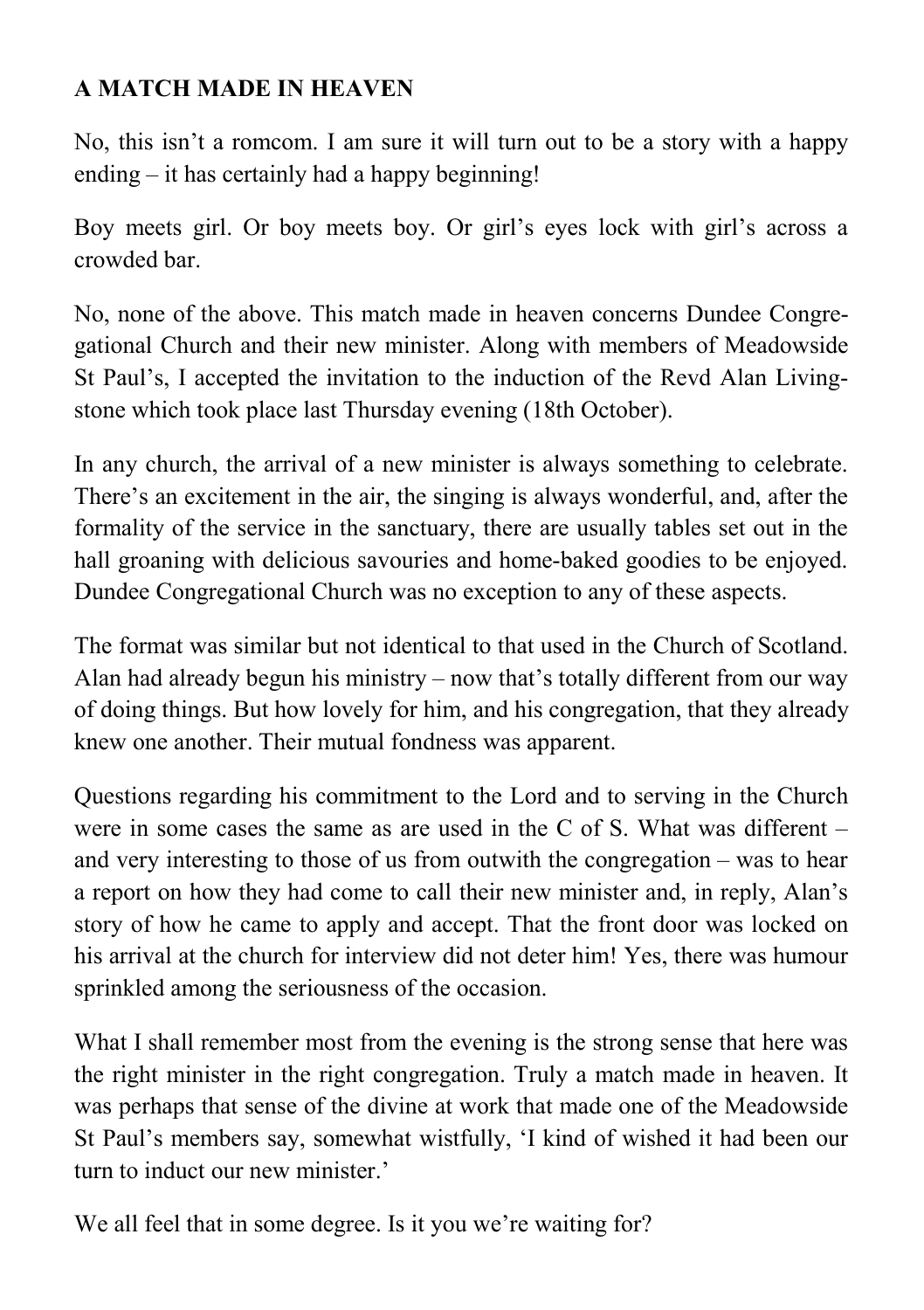**A MATCH MADE IN HEAVEN**

No, this isn't a romcom. I am sure it will turn out to be a story with a happy ending – it has certainly had a happy beginning!

Boy meets girl. Or boy meets boy. Or girl's eyes lock with girl's across a crowded bar.

No, none of the above. This match made in heaven concerns Dundee Congregational Church and their new minister. Along with members of Meadowside St Paul's, I accepted the invitation to the induction of the Revd Alan Livingstone which took place last Thursday evening (18th October).

In any church, the arrival of a new minister is always something to celebrate. There's an excitement in the air, the singing is always wonderful, and, after the formality of the service in the sanctuary, there are usually tables set out in the hall groaning with delicious savouries and home-baked goodies to be enjoyed. Dundee Congregational Church was no exception to any of these aspects.

The format was similar but not identical to that used in the Church of Scotland. Alan had already begun his ministry – now that's totally different from our way of doing things. But how lovely for him, and his congregation, that they already knew one another. Their mutual fondness was apparent.

Questions regarding his commitment to the Lord and to serving in the Church were in some cases the same as are used in the C of S. What was different – and very interesting to those of us from outwith the congregation – was to hear a report on how they had come to call their new minister and, in reply, Alan's story of how he came to apply and accept. That the front door was locked on his arrival at the church for interview did not deter him! Yes, there was humour sprinkled among the seriousness of the occasion.

What I shall remember most from the evening is the strong sense that here was the right minister in the right congregation. Truly a match made in heaven. It was perhaps that sense of the divine at work that made one of the Meadowside St Paul's members say, somewhat wistfully, 'I kind of wished it had been our turn to induct our new minister.'

We all feel that in some degree. Is it you we're waiting for?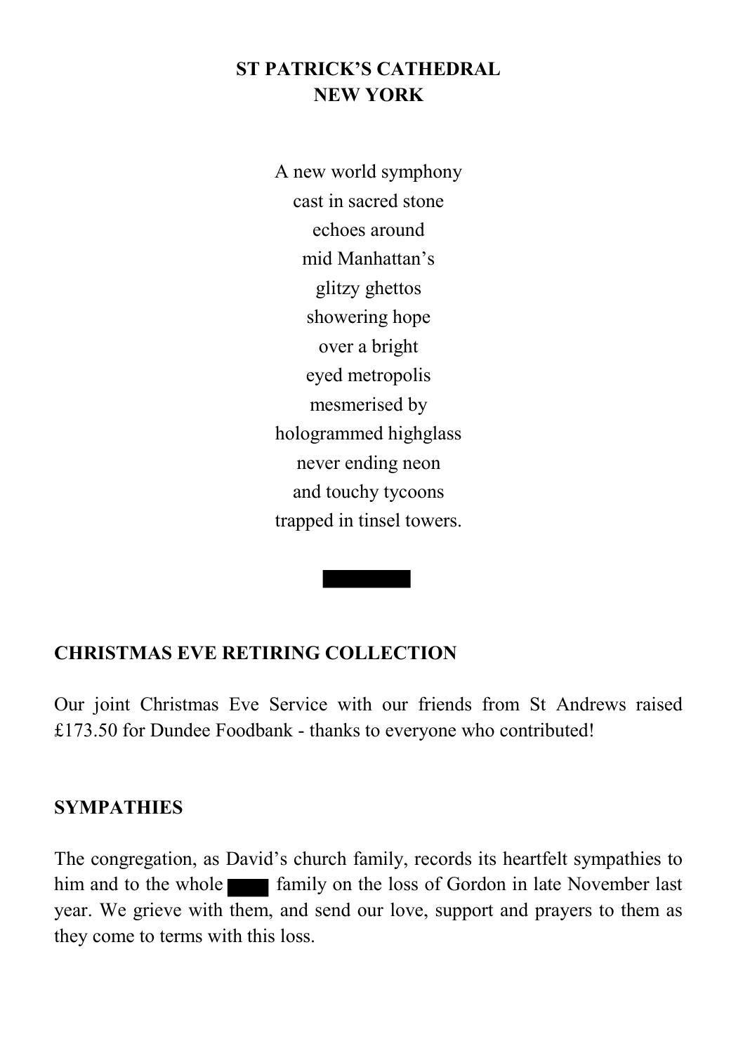**ST PATRICK'S CATHEDRAL**
**NEW YORK**

A new world symphony
cast in sacred stone
echoes around
mid Manhattan's
glitzy ghettos
showering hope
over a bright
eyed metropolis
mesmerised by
hologrammed highglass
never ending neon
and touchy tycoons
trapped in tinsel towers.

## CHRISTMAS EVE RETIRING COLLECTION

Our joint Christmas Eve Service with our friends from St Andrews raised £173.50 for Dundee Foodbank - thanks to everyone who contributed!

## SYMPATHIES

The congregation, as David's church family, records its heartfelt sympathies to him and to the whole ████ family on the loss of Gordon in late November last year. We grieve with them, and send our love, support and prayers to them as they come to terms with this loss.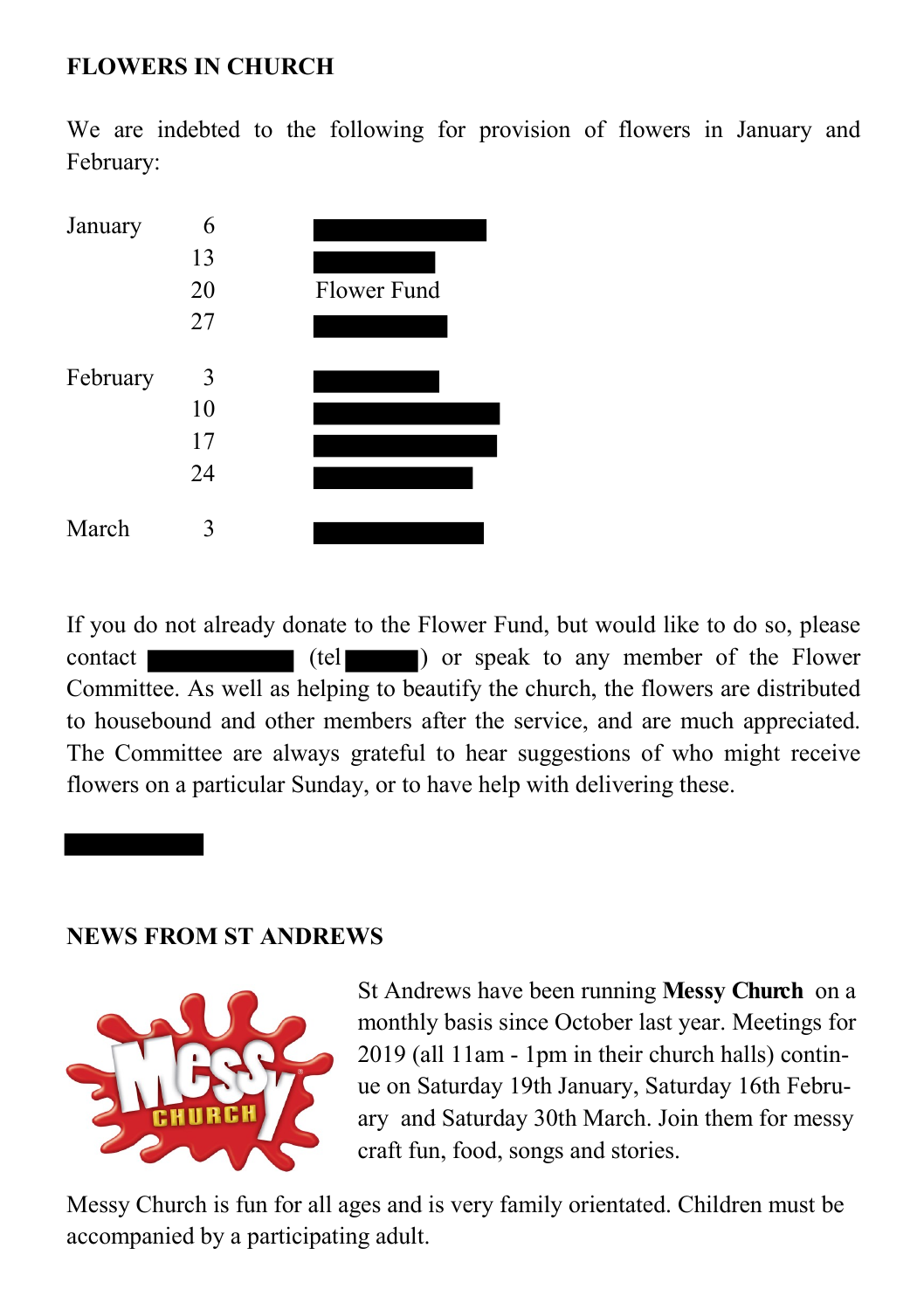**FLOWERS IN CHURCH**

We are indebted to the following for provision of flowers in January and February:

| | | |
|---|---|---|
| January | 6 | |
| | 13 | |
| | 20 | Flower Fund |
| | 27 | |
| February | 3 | |
| | 10 | |
| | 17 | |
| | 24 | |
| March | 3 | |

If you do not already donate to the Flower Fund, but would like to do so, please contact (tel ) or speak to any member of the Flower Committee. As well as helping to beautify the church, the flowers are distributed to housebound and other members after the service, and are much appreciated. The Committee are always grateful to hear suggestions of who might receive flowers on a particular Sunday, or to have help with delivering these.

**NEWS FROM ST ANDREWS**

St Andrews have been running **Messy Church** on a monthly basis since October last year. Meetings for 2019 (all 11am - 1pm in their church halls) continue on Saturday 19th January, Saturday 16th February and Saturday 30th March. Join them for messy craft fun, food, songs and stories.

Messy Church is fun for all ages and is very family orientated. Children must be accompanied by a participating adult.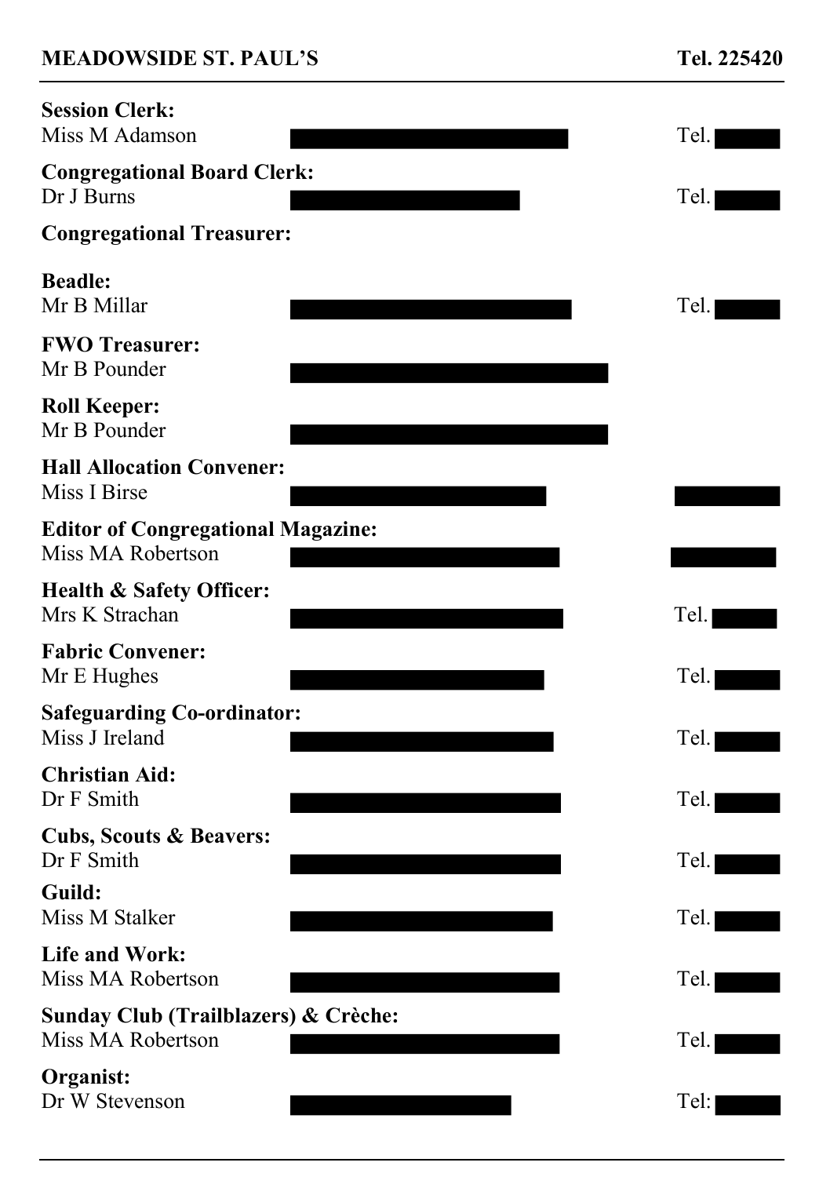**MEADOWSIDE ST. PAUL'S** **Tel. 225420**

**Session Clerk:**
Miss M Adamson Tel.

**Congregational Board Clerk:**
Dr J Burns Tel.

**Congregational Treasurer:**

**Beadle:**
Mr B Millar Tel.

**FWO Treasurer:**
Mr B Pounder

**Roll Keeper:**
Mr B Pounder

**Hall Allocation Convener:**
Miss I Birse

**Editor of Congregational Magazine:**
Miss MA Robertson

**Health & Safety Officer:**
Mrs K Strachan Tel.

**Fabric Convener:**
Mr E Hughes Tel.

**Safeguarding Co-ordinator:**
Miss J Ireland Tel.

**Christian Aid:**
Dr F Smith Tel.

**Cubs, Scouts & Beavers:**
Dr F Smith Tel.

**Guild:**
Miss M Stalker Tel.

**Life and Work:**
Miss MA Robertson Tel.

**Sunday Club (Trailblazers) & Crèche:**
Miss MA Robertson Tel.

**Organist:**
Dr W Stevenson Tel: